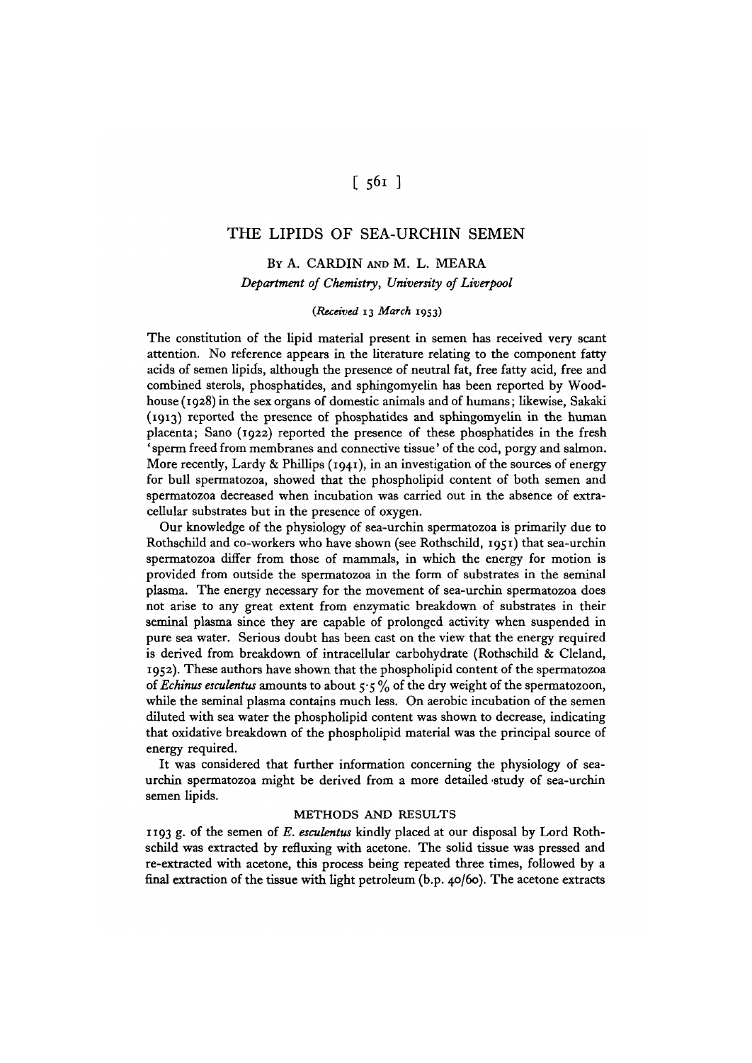# THE LIPIDS OF SEA-URCHIN SEMEN

BY A. CARDIN AND M. L. MEARA

*Department of Chemistry, University of Liverpool*

*(Received 13 March 1953)*

The constitution of the lipid material present in semen has received very scant attention. No reference appears in the literature relating to the component fatty acids of semen lipids, although the presence of neutral fat, free fatty acid, free and combined sterols, phosphatides, and sphingomyelin has been reported by Woodhouse (1928) in the sex organs of domestic animals and of humans; likewise, Sakaki (1913) reported the presence of phosphatides and sphingomyelin in the human placenta; Sano (1922) reported the presence of these phosphatides in the fresh 'sperm freed from membranes and connective tissue' of the cod, porgy and salmon. More recently, Lardy & Phillips (1941), in an investigation of the sources of energy for bull spermatozoa, showed that the phospholipid content of both semen and spermatozoa decreased when incubation was carried out in the absence of extracellular substrates but in the presence of oxygen.

Our knowledge of the physiology of sea-urchin spermatozoa is primarily due to Rothschild and co-workers who have shown (see Rothschild, 1951) that sea-urchin spermatozoa differ from those of mammals, in which the energy for motion is provided from outside the spermatozoa in the form of substrates in the seminal plasma. The energy necessary for the movement of sea-urchin spermatozoa does not arise to any great extent from enzymatic breakdown of substrates in their seminal plasma since they are capable of prolonged activity when suspended in pure sea water. Serious doubt has been cast on the view that the energy required is derived from breakdown of intracellular carbohydrate (Rothschild & Cleland, 1952). These authors have shown that the phospholipid content of the spermatozoa of *Echinus esculentus* amounts to about 5·5 % of the dry weight of the spermatozoon, while the seminal plasma contains much less. On aerobic incubation of the semen diluted with sea water the phospholipid content was shown to decrease, indicating that oxidative breakdown of the phospholipid material was the principal source of energy required.

It was considered that further information concerning the physiology of sea-urchin spermatozoa might be derived from a more detailed study of sea-urchin semen lipids.

## METHODS AND RESULTS

1193 g. of the semen of *E. esculentus* kindly placed at our disposal by Lord Rothschild was extracted by refluxing with acetone. The solid tissue was pressed and re-extracted with acetone, this process being repeated three times, followed by a final extraction of the tissue with light petroleum (b.p. 40/60). The acetone extracts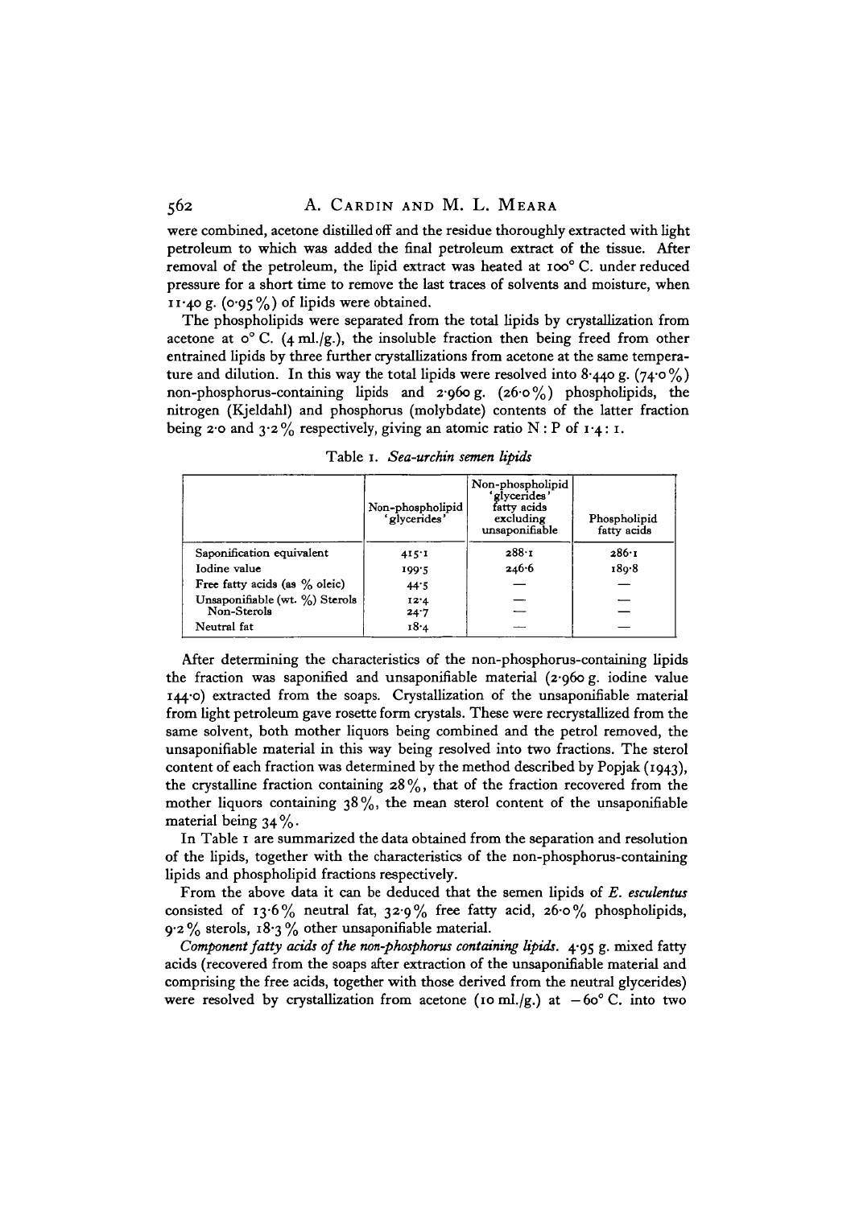were combined, acetone distilled off and the residue thoroughly extracted with light petroleum to which was added the final petroleum extract of the tissue. After removal of the petroleum, the lipid extract was heated at 100° C. under reduced pressure for a short time to remove the last traces of solvents and moisture, when 11·40 g. (0·95 %) of lipids were obtained.

The phospholipids were separated from the total lipids by crystallization from acetone at 0° C. (4 ml./g.), the insoluble fraction then being freed from other entrained lipids by three further crystallizations from acetone at the same temperature and dilution. In this way the total lipids were resolved into 8·440 g. (74·0 %) non-phosphorus-containing lipids and 2·960 g. (26·0 %) phospholipids, the nitrogen (Kjeldahl) and phosphorus (molybdate) contents of the latter fraction being 2·0 and 3·2 % respectively, giving an atomic ratio N : P of 1·4 : 1.

Table 1. *Sea-urchin semen lipids*

| | Non-phospholipid 'glycerides' | Non-phospholipid 'glycerides' fatty acids excluding unsaponifiable | Phospholipid fatty acids |
|---|---|---|---|
| Saponification equivalent | 415·1 | 288·1 | 286·1 |
| Iodine value | 199·5 | 246·6 | 189·8 |
| Free fatty acids (as % oleic) | 44·5 | — | — |
| Unsaponifiable (wt. %) Sterols | 12·4 | — | — |
| Non-Sterols | 24·7 | — | — |
| Neutral fat | 18·4 | — | — |

After determining the characteristics of the non-phosphorus-containing lipids the fraction was saponified and unsaponifiable material (2·960 g. iodine value 144·0) extracted from the soaps. Crystallization of the unsaponifiable material from light petroleum gave rosette form crystals. These were recrystallized from the same solvent, both mother liquors being combined and the petrol removed, the unsaponifiable material in this way being resolved into two fractions. The sterol content of each fraction was determined by the method described by Popjak (1943), the crystalline fraction containing 28 %, that of the fraction recovered from the mother liquors containing 38 %, the mean sterol content of the unsaponifiable material being 34 %.

In Table 1 are summarized the data obtained from the separation and resolution of the lipids, together with the characteristics of the non-phosphorus-containing lipids and phospholipid fractions respectively.

From the above data it can be deduced that the semen lipids of *E. esculentus* consisted of 13·6 % neutral fat, 32·9 % free fatty acid, 26·0 % phospholipids, 9·2 % sterols, 18·3 % other unsaponifiable material.

*Component fatty acids of the non-phosphorus containing lipids.* 4·95 g. mixed fatty acids (recovered from the soaps after extraction of the unsaponifiable material and comprising the free acids, together with those derived from the neutral glycerides) were resolved by crystallization from acetone (10 ml./g.) at −60° C. into two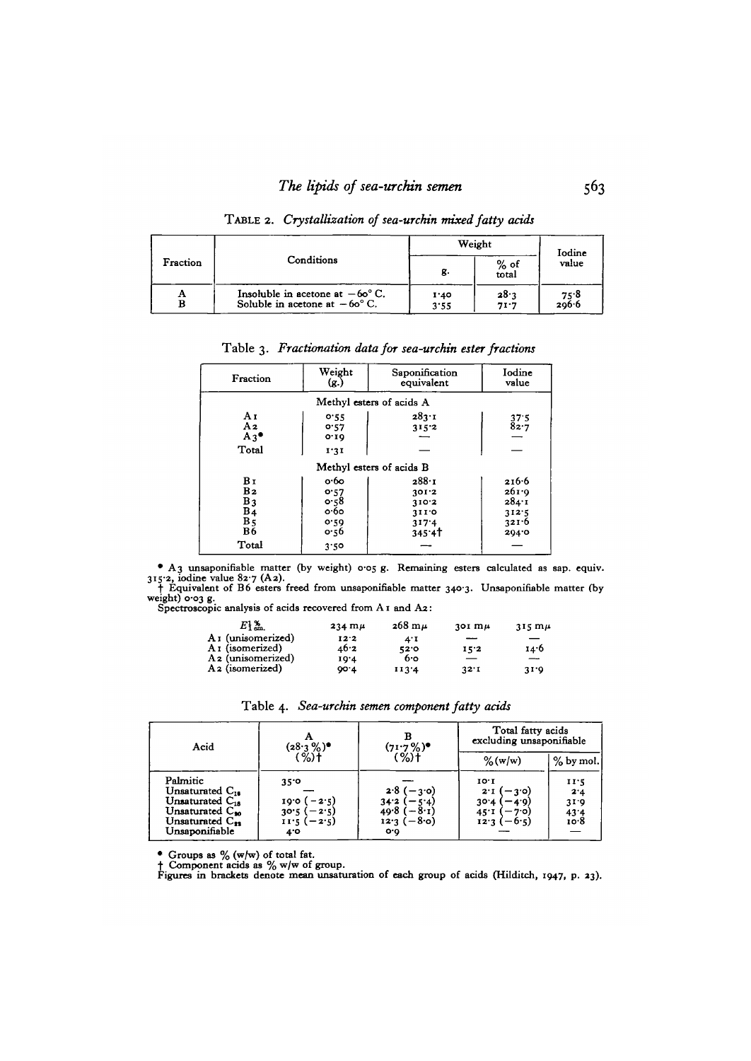Table 2. *Crystallization of sea-urchin mixed fatty acids*

| Fraction | Conditions | Weight | | Iodine value |
|---|---|---|---|---|
| | | g. | % of total | |
| A | Insoluble in acetone at −60° C. | 1·40 | 28·3 | 75·8 |
| B | Soluble in acetone at −60° C. | 3·55 | 71·7 | 296·6 |

Table 3. *Fractionation data for sea-urchin ester fractions*

| Fraction | Weight (g.) | Saponification equivalent | Iodine value |
|---|---|---|---|
| *Methyl esters of acids A* | | | |
| A1 | 0·55 | 283·1 | 37·5 |
| A2 | 0·57 | 315·2 | 82·7 |
| A3* | 0·19 | — | — |
| Total | 1·31 | — | — |
| *Methyl esters of acids B* | | | |
| B1 | 0·60 | 288·1 | 216·6 |
| B2 | 0·57 | 301·2 | 261·9 |
| B3 | 0·58 | 310·2 | 284·1 |
| B4 | 0·60 | 311·0 | 312·5 |
| B5 | 0·59 | 317·4 | 321·6 |
| B6 | 0·56 | 345·4† | 294·0 |
| Total | 3·50 | — | — |

\* A3 unsaponifiable matter (by weight) 0·05 g. Remaining esters calculated as sap. equiv. 315·2, iodine value 82·7 (A2).

† Equivalent of B6 esters freed from unsaponifiable matter 340·3. Unsaponifiable matter (by weight) 0·03 g.

Spectroscopic analysis of acids recovered from A1 and A2:

| $E^{1\%}_{1\,\text{cm.}}$ | 234 mμ | 268 mμ | 301 mμ | 315 mμ |
|---|---|---|---|---|
| A1 (unisomerized) | 12·2 | 4·1 | — | — |
| A1 (isomerized) | 46·2 | 52·0 | 15·2 | 14·6 |
| A2 (unisomerized) | 19·4 | 6·0 | — | — |
| A2 (isomerized) | 90·4 | 113·4 | 32·1 | 31·9 |

Table 4. *Sea-urchin semen component fatty acids*

| Acid | A (28·3 %)* (%)† | B (71·7 %)* (%)† | Total fatty acids excluding unsaponifiable | |
|---|---|---|---|---|
| | | | % (w/w) | % by mol. |
| Palmitic | 35·0 | — | 10·1 | 11·5 |
| Unsaturated $C_{16}$ | — | 2·8 (−3·0) | 2·1 (−3·0) | 2·4 |
| Unsaturated $C_{18}$ | 19·0 (−2·5) | 34·2 (−5·4) | 30·4 (−4·9) | 31·9 |
| Unsaturated $C_{20}$ | 30·5 (−2·5) | 49·8 (−8·1) | 45·1 (−7·0) | 43·4 |
| Unsaturated $C_{22}$ | 11·5 (−2·5) | 12·3 (−8·0) | 12·3 (−6·5) | 10·8 |
| Unsaponifiable | 4·0 | 0·9 | — | — |

\* Groups as % (w/w) of total fat.

† Component acids as % w/w of group.

Figures in brackets denote mean unsaturation of each group of acids (Hilditch, 1947, p. 23).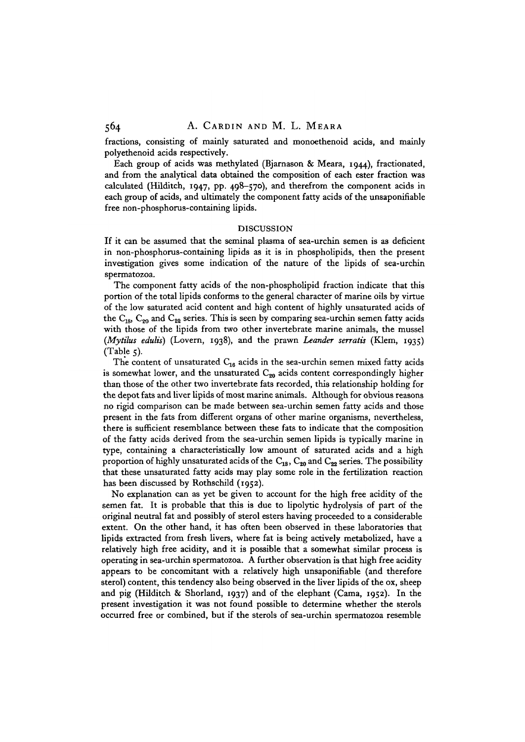fractions, consisting of mainly saturated and monoethenoid acids, and mainly polyethenoid acids respectively.

Each group of acids was methylated (Bjarnason & Meara, 1944), fractionated, and from the analytical data obtained the composition of each ester fraction was calculated (Hilditch, 1947, pp. 498–570), and therefrom the component acids in each group of acids, and ultimately the component fatty acids of the unsaponifiable free non-phosphorus-containing lipids.

## DISCUSSION

If it can be assumed that the seminal plasma of sea-urchin semen is as deficient in non-phosphorus-containing lipids as it is in phospholipids, then the present investigation gives some indication of the nature of the lipids of sea-urchin spermatozoa.

The component fatty acids of the non-phospholipid fraction indicate that this portion of the total lipids conforms to the general character of marine oils by virtue of the low saturated acid content and high content of highly unsaturated acids of the $C_{18}$, $C_{20}$ and $C_{22}$ series. This is seen by comparing sea-urchin semen fatty acids with those of the lipids from two other invertebrate marine animals, the mussel (*Mytilus edulis*) (Lovern, 1938), and the prawn *Leander serratis* (Klem, 1935) (Table 5).

The content of unsaturated $C_{16}$ acids in the sea-urchin semen mixed fatty acids is somewhat lower, and the unsaturated $C_{20}$ acids content correspondingly higher than those of the other two invertebrate fats recorded, this relationship holding for the depot fats and liver lipids of most marine animals. Although for obvious reasons no rigid comparison can be made between sea-urchin semen fatty acids and those present in the fats from different organs of other marine organisms, nevertheless, there is sufficient resemblance between these fats to indicate that the composition of the fatty acids derived from the sea-urchin semen lipids is typically marine in type, containing a characteristically low amount of saturated acids and a high proportion of highly unsaturated acids of the $C_{18}$, $C_{20}$ and $C_{22}$ series. The possibility that these unsaturated fatty acids may play some role in the fertilization reaction has been discussed by Rothschild (1952).

No explanation can as yet be given to account for the high free acidity of the semen fat. It is probable that this is due to lipolytic hydrolysis of part of the original neutral fat and possibly of sterol esters having proceeded to a considerable extent. On the other hand, it has often been observed in these laboratories that lipids extracted from fresh livers, where fat is being actively metabolized, have a relatively high free acidity, and it is possible that a somewhat similar process is operating in sea-urchin spermatozoa. A further observation is that high free acidity appears to be concomitant with a relatively high unsaponifiable (and therefore sterol) content, this tendency also being observed in the liver lipids of the ox, sheep and pig (Hilditch & Shorland, 1937) and of the elephant (Cama, 1952). In the present investigation it was not found possible to determine whether the sterols occurred free or combined, but if the sterols of sea-urchin spermatozoa resemble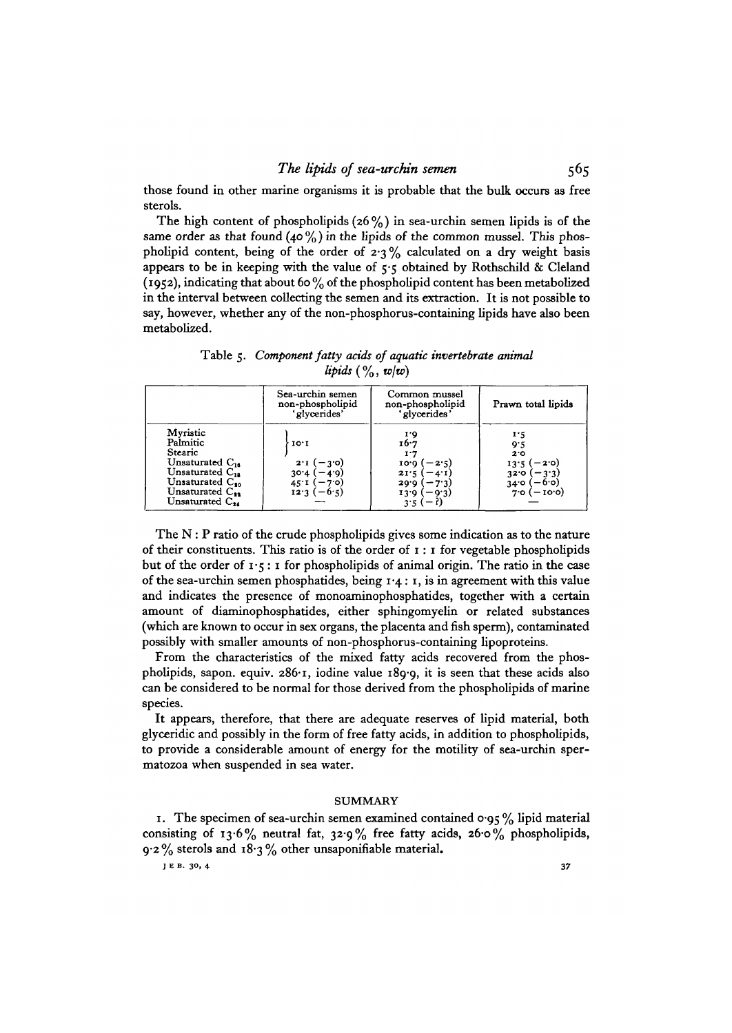those found in other marine organisms it is probable that the bulk occurs as free sterols.

The high content of phospholipids (26 %) in sea-urchin semen lipids is of the same order as that found (40 %) in the lipids of the common mussel. This phospholipid content, being of the order of 2·3 % calculated on a dry weight basis appears to be in keeping with the value of 5·5 obtained by Rothschild & Cleland (1952), indicating that about 60 % of the phospholipid content has been metabolized in the interval between collecting the semen and its extraction. It is not possible to say, however, whether any of the non-phosphorus-containing lipids have also been metabolized.

Table 5. *Component fatty acids of aquatic invertebrate animal lipids* (%, *w/w*)

| | Sea-urchin semen non-phospholipid 'glycerides' | Common mussel non-phospholipid 'glycerides' | Prawn total lipids |
|---|---|---|---|
| Myristic | 10·1 | 1·9 | 1·5 |
| Palmitic | | 16·7 | 9·5 |
| Stearic | | 1·7 | 2·0 |
| Unsaturated $C_{16}$ | 2·1 (−3·0) | 10·9 (−2·5) | 13·5 (−2·0) |
| Unsaturated $C_{18}$ | 30·4 (−4·9) | 21·5 (−4·1) | 32·0 (−3·3) |
| Unsaturated $C_{20}$ | 45·1 (−7·0) | 29·9 (−7·3) | 34·0 (−6·0) |
| Unsaturated $C_{22}$ | 12·3 (−6·5) | 13·9 (−9·3) | 7·0 (−10·0) |
| Unsaturated $C_{24}$ | — | 3·5 (−?) | — |

The N : P ratio of the crude phospholipids gives some indication as to the nature of their constituents. This ratio is of the order of 1 : 1 for vegetable phospholipids but of the order of 1·5 : 1 for phospholipids of animal origin. The ratio in the case of the sea-urchin semen phosphatides, being 1·4 : 1, is in agreement with this value and indicates the presence of monoaminophosphatides, together with a certain amount of diaminophosphatides, either sphingomyelin or related substances (which are known to occur in sex organs, the placenta and fish sperm), contaminated possibly with smaller amounts of non-phosphorus-containing lipoproteins.

From the characteristics of the mixed fatty acids recovered from the phospholipids, sapon. equiv. 286·1, iodine value 189·9, it is seen that these acids also can be considered to be normal for those derived from the phospholipids of marine species.

It appears, therefore, that there are adequate reserves of lipid material, both glyceridic and possibly in the form of free fatty acids, in addition to phospholipids, to provide a considerable amount of energy for the motility of sea-urchin spermatozoa when suspended in sea water.

## SUMMARY

1. The specimen of sea-urchin semen examined contained 0·95 % lipid material consisting of 13·6 % neutral fat, 32·9 % free fatty acids, 26·0 % phospholipids, 9·2 % sterols and 18·3 % other unsaponifiable material.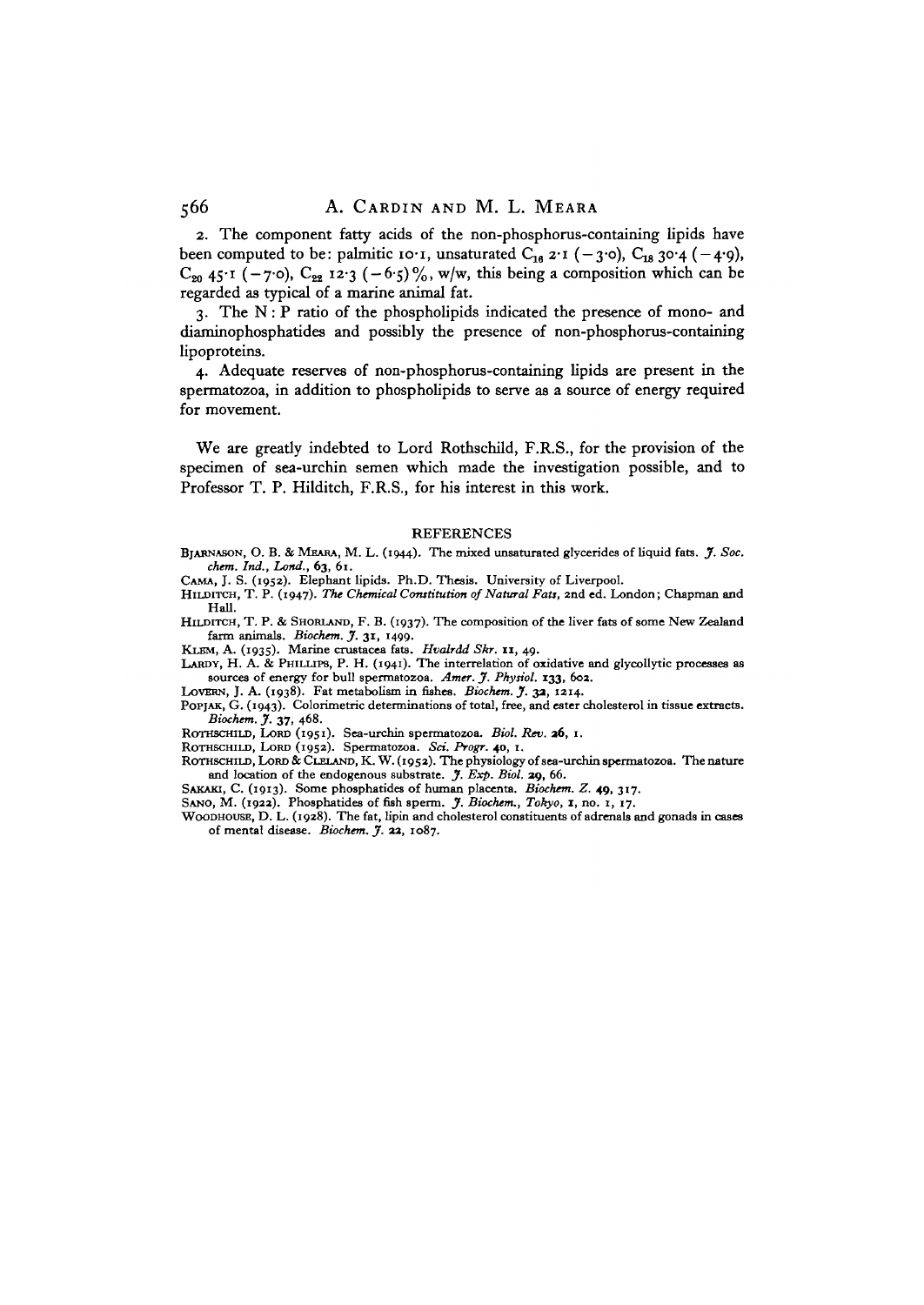2. The component fatty acids of the non-phosphorus-containing lipids have been computed to be: palmitic 10·1, unsaturated $C_{16}$ 2·1 (−3·0), $C_{18}$ 30·4 (−4·9), $C_{20}$ 45·1 (−7·0), $C_{22}$ 12·3 (−6·5)%, w/w, this being a composition which can be regarded as typical of a marine animal fat.

3. The N : P ratio of the phospholipids indicated the presence of mono- and diaminophosphatides and possibly the presence of non-phosphorus-containing lipoproteins.

4. Adequate reserves of non-phosphorus-containing lipids are present in the spermatozoa, in addition to phospholipids to serve as a source of energy required for movement.

We are greatly indebted to Lord Rothschild, F.R.S., for the provision of the specimen of sea-urchin semen which made the investigation possible, and to Professor T. P. Hilditch, F.R.S., for his interest in this work.

## REFERENCES

Bjarnason, O. B. & Meara, M. L. (1944). The mixed unsaturated glycerides of liquid fats. *J. Soc. chem. Ind., Lond.*, **63**, 61.

Cama, J. S. (1952). Elephant lipids. Ph.D. Thesis. University of Liverpool.

Hilditch, T. P. (1947). *The Chemical Constitution of Natural Fats*, 2nd ed. London; Chapman and Hall.

Hilditch, T. P. & Shorland, F. B. (1937). The composition of the liver fats of some New Zealand farm animals. *Biochem. J.* **31**, 1499.

Klem, A. (1935). Marine crustacea fats. *Hvalrád Skr.* **11**, 49.

Lardy, H. A. & Phillips, P. H. (1941). The interrelation of oxidative and glycollytic processes as sources of energy for bull spermatozoa. *Amer. J. Physiol.* **133**, 602.

Lovern, J. A. (1938). Fat metabolism in fishes. *Biochem. J.* **32**, 1214.

Popjak, G. (1943). Colorimetric determinations of total, free, and ester cholesterol in tissue extracts. *Biochem. J.* **37**, 468.

Rothschild, Lord (1951). Sea-urchin spermatozoa. *Biol. Rev.* **26**, 1.

Rothschild, Lord (1952). Spermatozoa. *Sci. Progr.* **40**, 1.

Rothschild, Lord & Cleland, K. W. (1952). The physiology of sea-urchin spermatozoa. The nature and location of the endogenous substrate. *J. Exp. Biol.* **29**, 66.

Sakaki, C. (1913). Some phosphatides of human placenta. *Biochem. Z.* **49**, 317.

Sano, M. (1922). Phosphatides of fish sperm. *J. Biochem., Tokyo*, **1**, no. 1, 17.

Woodhouse, D. L. (1928). The fat, lipin and cholesterol constituents of adrenals and gonads in cases of mental disease. *Biochem. J.* **22**, 1087.